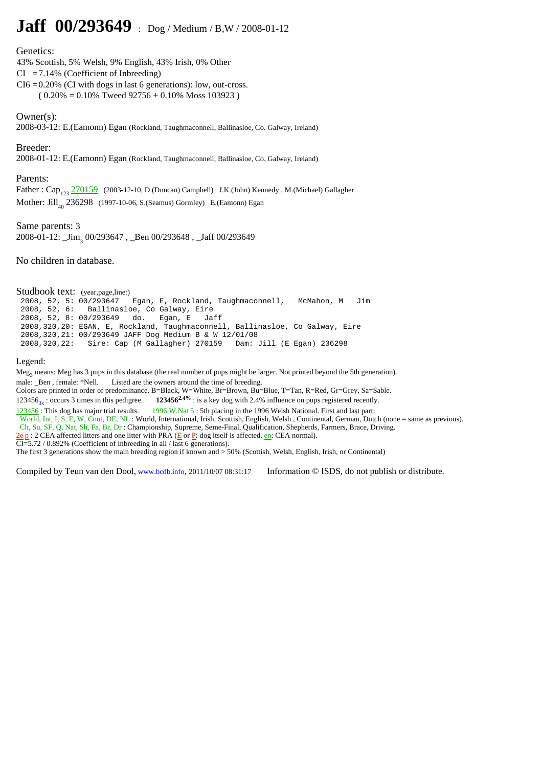# Jaff 00/293649 : Dog / Medium / B,W / 2008-01-12

Genetics:
43% Scottish, 5% Welsh, 9% English, 43% Irish, 0% Other
CI = 7.14% (Coefficient of Inbreeding)
CI6 = 0.20% (CI with dogs in last 6 generations): low, out-cross.
( 0.20% = 0.10% Tweed 92756 + 0.10% Moss 103923 )

Owner(s):
2008-03-12: E.(Eamonn) Egan (Rockland, Taughmaconnell, Ballinasloe, Co. Galway, Ireland)

Breeder:
2008-01-12: E.(Eamonn) Egan (Rockland, Taughmaconnell, Ballinasloe, Co. Galway, Ireland)

Parents:
Father : Cap$_{123}$ 270159 (2003-12-10, D.(Duncan) Campbell) J.K.(John) Kennedy , M.(Michael) Gallagher
Mother: Jill$_{40}$ 236298 (1997-10-06, S.(Seamus) Gormley) E.(Eamonn) Egan

Same parents: 3
2008-01-12: _Jim$_{3}$ 00/293647 , _Ben 00/293648 , _Jaff 00/293649

No children in database.

Studbook text: (year,page,line:)

```
2008, 52, 5: 00/293647   Egan, E, Rockland, Taughmaconnell,   McMahon, M   Jim
2008, 52, 6:   Ballinasloe, Co Galway, Eire
2008, 52, 8: 00/293649   do.   Egan, E   Jaff
2008,320,20: EGAN, E, Rockland, Taughmaconnell, Ballinasloe, Co Galway, Eire
2008,320,21: 00/293649 JAFF Dog Medium B & W 12/01/08
2008,320,22:   Sire: Cap (M Gallagher) 270159   Dam: Jill (E Egan) 236298
```

Legend:
Meg$_{3}$ means: Meg has 3 pups in this database (the real number of pups might be larger. Not printed beyond the 5th generation).
male: _Ben , female: *Nell. Listed are the owners around the time of breeding.
Colors are printed in order of predominance. B=Black, W=White, Br=Brown, Bu=Blue, T=Tan, R=Red, Gr=Grey, Sa=Sable.
123456$_{3x}$ : occurs 3 times in this pedigree. **123456**$^{2.4\%}$ : is a key dog with 2.4% influence on pups registered recently.
123456 : This dog has major trial results. 1996 W.Nat 5 : 5th placing in the 1996 Welsh National. First and last part:
World, Int, I, S, E, W, Cont, DE, NL : World, International, Irish, Scottish, English, Welsh , Continental, German, Dutch (none = same as previous).
Ch, Su, SF, Q, Nat, Sh, Fa, Br, Dr : Championship, Supreme, Seme-Final, Qualification, Shepherds, Farmers, Brace, Driving.
2e p : 2 CEA affected litters and one litter with PRA (E or P: dog itself is affected. en: CEA normal).
CI=5.72 / 0.892% (Coefficient of Inbreeding in all / last 6 generations).
The first 3 generations show the main breeding region if known and > 50% (Scottish, Welsh, English, Irish, or Continental)

Compiled by Teun van den Dool, www.bcdb.info, 2011/10/07 08:31:17 Information © ISDS, do not publish or distribute.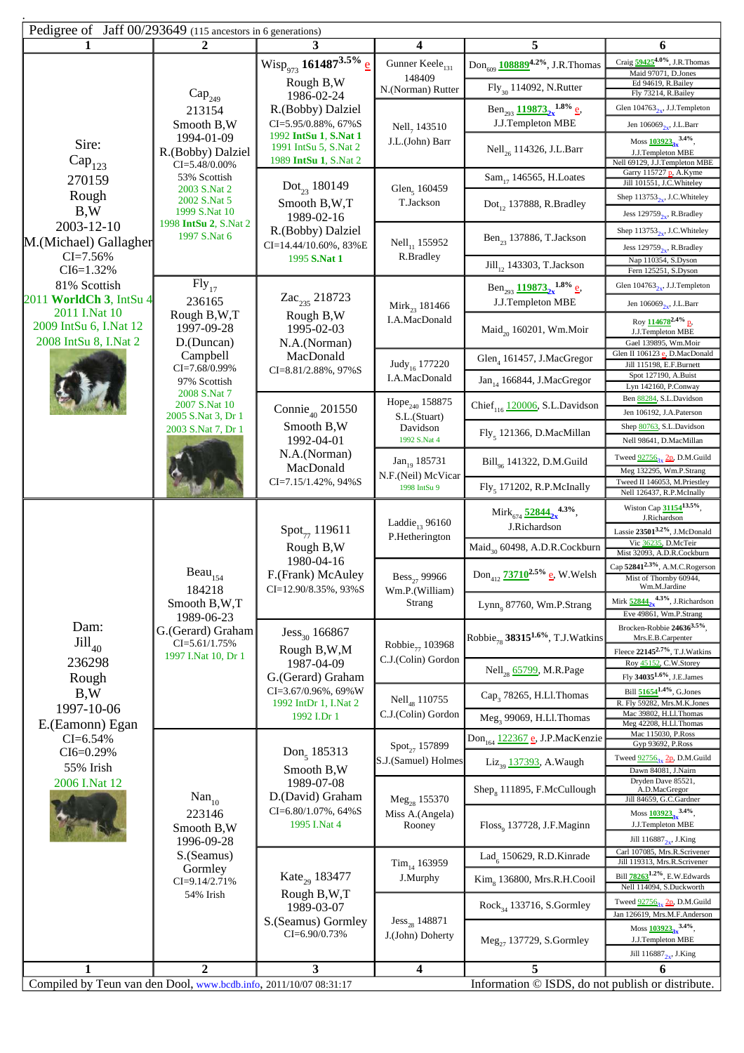Pedigree of Jaff 00/293649 (115 ancestors in 6 generations)

| 1 | 2 | 3 | 4 | 5 | 6 |
|---|---|---|---|---|---|
| Sire: Cap$_{123}$ 270159 Rough B,W 2003-12-10 M.(Michael) Gallagher CI=7.56% CI6=1.32% 81% Scottish 2011 **WorldCh** 3, IntSu 4 2011 I.Nat 10 2009 IntSu 6, I.Nat 12 2008 IntSu 8, I.Nat 2 | Cap$_{249}$ 213154 Smooth B,W 1994-01-09 R.(Bobby) Dalziel CI=5.48/0.00% 53% Scottish 2003 S.Nat 2 2002 S.Nat 5 1999 S.Nat 10 1998 **IntSu** 2, S.Nat 2 1997 S.Nat 6 | Wisp$_{973}$ **161487**$^{3.5\%}$ e Rough B,W 1986-02-24 R.(Bobby) Dalziel CI=5.95/0.88%, 67%S 1992 **IntSu 1**, **S.Nat 1** 1991 IntSu 5, S.Nat 2 1989 **IntSu 1**, S.Nat 2 | Gunner Keele$_{131}$ 148409 N.(Norman) Rutter | Don$_{609}$ 108889$^{4.2\%}$, J.R.Thomas | Craig 59425$^{4.0\%}$, J.R.Thomas |
| | | | | | Maid 97071, D.Jones |
| | | | | Fly$_{30}$ 114092, N.Rutter | Ed 94619, R.Bailey |
| | | | | | Fly 73214, R.Bailey |
| | | | Nell$_{7}$ 143510 J.L.(John) Barr | Ben$_{293}$ 119873$_{2x}$$^{1.8\%}$ e, J.J.Templeton MBE | Glen 104763$_{2x}$, J.J.Templeton |
| | | | | | Jen 106069$_{2x}$, J.L.Barr |
| | | | | Nell$_{26}$ 114326, J.L.Barr | Moss 103923$_{3x}$$^{3.4\%}$, J.J.Templeton MBE |
| | | | | | Nell 69129, J.J.Templeton MBE |
| | | Dot$_{23}$ 180149 Smooth B,W,T 1989-02-16 R.(Bobby) Dalziel CI=14.44/10.60%, 83%E 1995 **S.Nat 1** | Glen$_{5}$ 160459 T.Jackson | Sam$_{17}$ 146565, H.Loates | Garry 115727 p, A.Kyme |
| | | | | | Jill 101551, J.C.Whiteley |
| | | | | Dot$_{12}$ 137888, R.Bradley | Shep 113753$_{2x}$, J.C.Whiteley |
| | | | | | Jess 129759$_{2x}$, R.Bradley |
| | | | Nell$_{11}$ 155952 R.Bradley | Ben$_{23}$ 137886, T.Jackson | Shep 113753$_{2x}$, J.C.Whiteley |
| | | | | | Jess 129759$_{2x}$, R.Bradley |
| | | | | Jill$_{12}$ 143303, T.Jackson | Nap 110354, S.Dyson |
| | | | | | Fern 125251, S.Dyson |
| | Fly$_{17}$ 236165 Rough B,W,T 1997-09-28 D.(Duncan) Campbell CI=7.68/0.99% 97% Scottish 2008 S.Nat 7 2007 S.Nat 10 2005 S.Nat 3, Dr 1 2003 S.Nat 7, Dr 1 | Zac$_{235}$ 218723 Rough B,W 1995-02-03 N.A.(Norman) MacDonald CI=8.81/2.88%, 97%S | Mirk$_{23}$ 181466 I.A.MacDonald | Ben$_{293}$ 119873$_{2x}$$^{1.8\%}$ e, J.J.Templeton MBE | Glen 104763$_{2x}$, J.J.Templeton |
| | | | | | Jen 106069$_{2x}$, J.L.Barr |
| | | | | Maid$_{20}$ 160201, Wm.Moir | Roy 114678$^{2.4\%}$ p, J.J.Templeton MBE |
| | | | | | Gael 139895, Wm.Moir |
| | | | Judy$_{16}$ 177220 I.A.MacDonald | Glen$_{4}$ 161457, J.MacGregor | Glen II 106123 e, D.MacDonald |
| | | | | | Jill 115198, E.F.Burnett |
| | | | | Jan$_{14}$ 166844, J.MacGregor | Spot 127190, A.Buist |
| | | | | | Lyn 142160, P.Conway |
| | | Connie$_{40}$ 201550 Smooth B,W 1992-04-01 N.A.(Norman) MacDonald CI=7.15/1.42%, 94%S | Hope$_{240}$ 158875 S.L.(Stuart) Davidson 1992 S.Nat 4 | Chief$_{116}$ 120006, S.L.Davidson | Ben 88284, S.L.Davidson |
| | | | | | Jen 106192, J.A.Paterson |
| | | | | Fly$_{5}$ 121366, D.MacMillan | Shep 80763, S.L.Davidson |
| | | | | | Nell 98641, D.MacMillan |
| | | | Jan$_{19}$ 185731 N.F.(Neil) McVicar 1998 IntSu 9 | Bill$_{96}$ 141322, D.M.Guild | Tweed 92756$_{3x}$ 2p, D.M.Guild |
| | | | | | Meg 132295, Wm.P.Strang |
| | | | | Fly$_{5}$ 171202, R.P.McInally | Tweed II 146053, M.Priestley |
| | | | | | Nell 126437, R.P.McInally |
| Dam: Jill$_{40}$ 236298 Rough B,W 1997-10-06 E.(Eamonn) Egan CI=6.54% CI6=0.29% 55% Irish 2006 I.Nat 12 | Beau$_{154}$ 184218 Smooth B,W,T 1989-06-23 G.(Gerard) Graham CI=5.61/1.75% 1997 I.Nat 10, Dr 1 | Spot$_{77}$ 119611 Rough B,W 1980-04-16 F.(Frank) McAuley CI=12.90/8.35%, 93%S | Laddie$_{13}$ 96160 P.Hetherington | Mirk$_{674}$ 52844$_{2x}$$^{4.3\%}$, J.Richardson | Wiston Cap 31154$^{13.5\%}$, J.Richardson |
| | | | | | Lassie 23501$^{3.2\%}$, J.McDonald |
| | | | | Maid$_{30}$ 60498, A.D.R.Cockburn | Vic 36235, D.McTeir |
| | | | | | Mist 32093, A.D.R.Cockburn |
| | | | Bess$_{27}$ 99966 Wm.P.(William) Strang | Don$_{412}$ 73710$^{2.5\%}$ e, W.Welsh | Cap 52841$^{2.3\%}$, A.M.C.Rogerson |
| | | | | | Mist of Thornby 60944, Wm.M.Jardine |
| | | | | Lynn$_{9}$ 87760, Wm.P.Strang | Mirk 52844$_{2x}$$^{4.3\%}$, J.Richardson |
| | | | | | Eve 49861, Wm.P.Strang |
| | | Jess$_{30}$ 166867 Rough B,W,M 1987-04-09 G.(Gerard) Graham CI=3.67/0.96%, 69%W 1992 IntDr 1, I.Nat 2 1992 I.Dr 1 | Robbie$_{77}$ 103968 C.J.(Colin) Gordon | Robbie$_{78}$ **38315**$^{1.6\%}$, T.J.Watkins | Brocken-Robbie 24636$^{3.5\%}$, Mrs.E.B.Carpenter |
| | | | | | Fleece 22145$^{2.7\%}$, T.J.Watkins |
| | | | | Nell$_{28}$ 65799, M.R.Page | Roy 45152, C.W.Storey |
| | | | | | Fly 34035$^{1.6\%}$, J.E.James |
| | | | Nell$_{48}$ 110755 C.J.(Colin) Gordon | Cap$_{3}$ 78265, H.Ll.Thomas | Bill 51654$^{1.4\%}$, G.Jones |
| | | | | | R. Fly 59282, Mrs.M.K.Jones |
| | | | | Meg$_{3}$ 99069, H.Ll.Thomas | Mac 39802, H.Ll.Thomas |
| | | | | | Meg 42208, H.Ll.Thomas |
| | Nan$_{10}$ 223146 Smooth B,W 1996-09-28 S.(Seamus) Gormley CI=9.14/2.71% 54% Irish | Don$_{5}$ 185313 Smooth B,W 1989-07-08 D.(David) Graham CI=6.80/1.07%, 64%S 1995 I.Nat 4 | Spot$_{27}$ 157899 S.J.(Samuel) Holmes | Don$_{164}$ 122367 e, J.P.MacKenzie | Mac 115030, P.Ross |
| | | | | | Gyp 93692, P.Ross |
| | | | | Liz$_{39}$ 137393, A.Waugh | Tweed 92756$_{3x}$ 2p, D.M.Guild |
| | | | | | Dawn 84081, J.Nairn |
| | | | Meg$_{28}$ 155370 Miss A.(Angela) Rooney | Shep$_{8}$ 111895, F.McCullough | Dryden Dave 85521, A.D.MacGregor |
| | | | | | Jill 84659, G.C.Gardner |
| | | | | Floss$_{9}$ 137728, J.F.Maginn | Moss 103923$_{3x}$$^{3.4\%}$, J.J.Templeton MBE |
| | | | | | Jill 116887$_{2x}$, J.King |
| | | Kate$_{29}$ 183477 Rough B,W,T 1989-03-07 S.(Seamus) Gormley CI=6.90/0.73% | Tim$_{14}$ 163959 J.Murphy | Lad$_{6}$ 150629, R.D.Kinrade | Carl 107085, Mrs.R.Scrivener |
| | | | | | Jill 119313, Mrs.R.Scrivener |
| | | | | Kim$_{8}$ 136800, Mrs.R.H.Cooil | Bill 78263$^{1.2\%}$, E.W.Edwards |
| | | | | | Nell 114094, S.Duckworth |
| | | | Jess$_{28}$ 148871 J.(John) Doherty | Rock$_{34}$ 133716, S.Gormley | Tweed 92756$_{3x}$ 2p, D.M.Guild |
| | | | | | Jan 126619, Mrs.M.F.Anderson |
| | | | | Meg$_{27}$ 137729, S.Gormley | Moss 103923$_{3x}$$^{3.4\%}$, J.J.Templeton MBE |
| | | | | | Jill 116887$_{2x}$, J.King |

Compiled by Teun van den Dool, www.bcdb.info, 2011/10/07 08:31:17

Information © ISDS, do not publish or distribute.